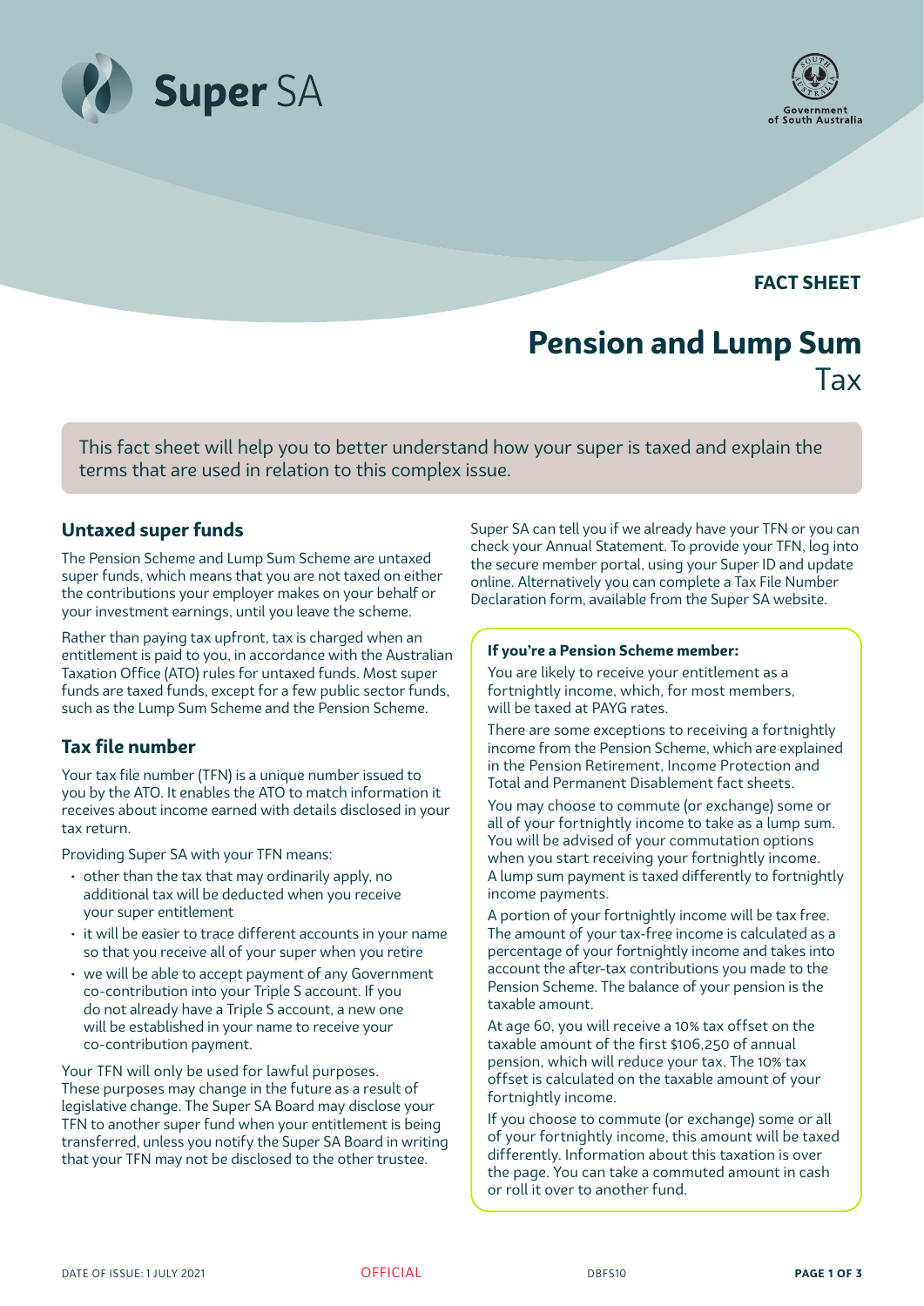FACT SHEET

# Pension and Lump Sum Tax

This fact sheet will help you to better understand how your super is taxed and explain the terms that are used in relation to this complex issue.

## Untaxed super funds

The Pension Scheme and Lump Sum Scheme are untaxed super funds, which means that you are not taxed on either the contributions your employer makes on your behalf or your investment earnings, until you leave the scheme.

Rather than paying tax upfront, tax is charged when an entitlement is paid to you, in accordance with the Australian Taxation Office (ATO) rules for untaxed funds. Most super funds are taxed funds, except for a few public sector funds, such as the Lump Sum Scheme and the Pension Scheme.

## Tax file number

Your tax file number (TFN) is a unique number issued to you by the ATO. It enables the ATO to match information it receives about income earned with details disclosed in your tax return.

Providing Super SA with your TFN means:

- other than the tax that may ordinarily apply, no additional tax will be deducted when you receive your super entitlement
- it will be easier to trace different accounts in your name so that you receive all of your super when you retire
- we will be able to accept payment of any Government co-contribution into your Triple S account. If you do not already have a Triple S account, a new one will be established in your name to receive your co-contribution payment.

Your TFN will only be used for lawful purposes. These purposes may change in the future as a result of legislative change. The Super SA Board may disclose your TFN to another super fund when your entitlement is being transferred, unless you notify the Super SA Board in writing that your TFN may not be disclosed to the other trustee.

Super SA can tell you if we already have your TFN or you can check your Annual Statement. To provide your TFN, log into the secure member portal, using your Super ID and update online. Alternatively you can complete a Tax File Number Declaration form, available from the Super SA website.

### If you're a Pension Scheme member:

You are likely to receive your entitlement as a fortnightly income, which, for most members, will be taxed at PAYG rates.

There are some exceptions to receiving a fortnightly income from the Pension Scheme, which are explained in the Pension Retirement, Income Protection and Total and Permanent Disablement fact sheets.

You may choose to commute (or exchange) some or all of your fortnightly income to take as a lump sum. You will be advised of your commutation options when you start receiving your fortnightly income. A lump sum payment is taxed differently to fortnightly income payments.

A portion of your fortnightly income will be tax free. The amount of your tax-free income is calculated as a percentage of your fortnightly income and takes into account the after-tax contributions you made to the Pension Scheme. The balance of your pension is the taxable amount.

At age 60, you will receive a 10% tax offset on the taxable amount of the first $106,250 of annual pension, which will reduce your tax. The 10% tax offset is calculated on the taxable amount of your fortnightly income.

If you choose to commute (or exchange) some or all of your fortnightly income, this amount will be taxed differently. Information about this taxation is over the page. You can take a commuted amount in cash or roll it over to another fund.

DATE OF ISSUE: 1 JULY 2021 | OFFICIAL | DBFS10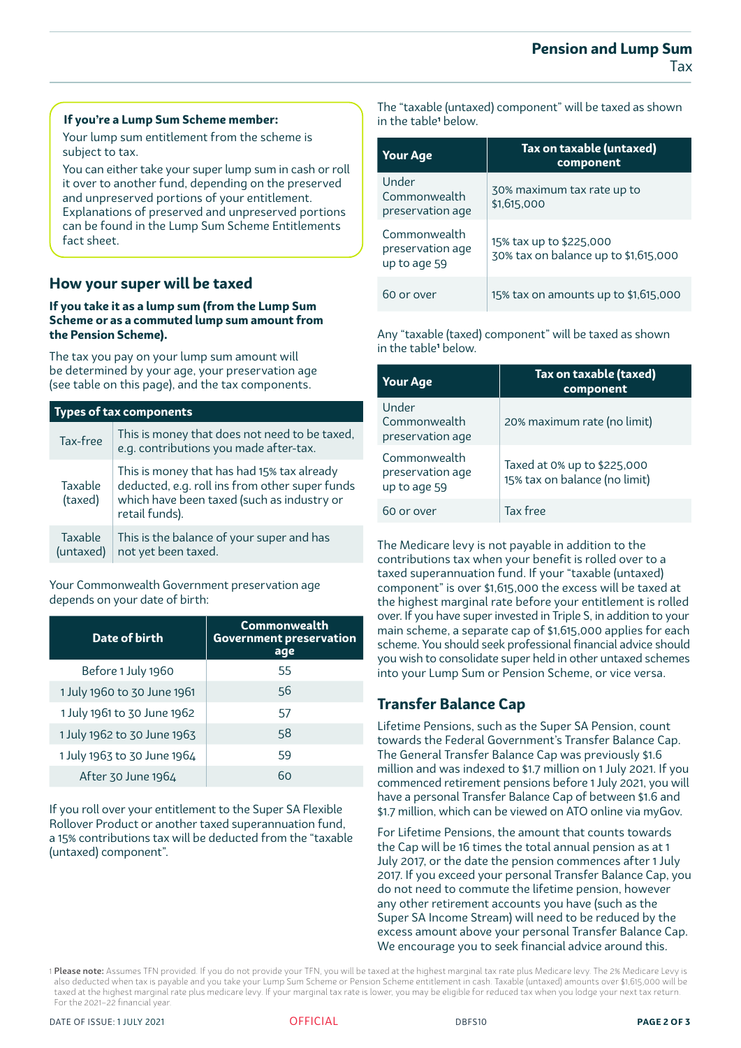**If you're a Lump Sum Scheme member:**

Your lump sum entitlement from the scheme is subject to tax.

You can either take your super lump sum in cash or roll it over to another fund, depending on the preserved and unpreserved portions of your entitlement. Explanations of preserved and unpreserved portions can be found in the Lump Sum Scheme Entitlements fact sheet.

## How your super will be taxed

**If you take it as a lump sum (from the Lump Sum Scheme or as a commuted lump sum amount from the Pension Scheme).**

The tax you pay on your lump sum amount will be determined by your age, your preservation age (see table on this page), and the tax components.

| Types of tax components | |
|---|---|
| Tax-free | This is money that does not need to be taxed, e.g. contributions you made after-tax. |
| Taxable (taxed) | This is money that has had 15% tax already deducted, e.g. roll ins from other super funds which have been taxed (such as industry or retail funds). |
| Taxable (untaxed) | This is the balance of your super and has not yet been taxed. |

Your Commonwealth Government preservation age depends on your date of birth:

| Date of birth | Commonwealth Government preservation age |
|---|---|
| Before 1 July 1960 | 55 |
| 1 July 1960 to 30 June 1961 | 56 |
| 1 July 1961 to 30 June 1962 | 57 |
| 1 July 1962 to 30 June 1963 | 58 |
| 1 July 1963 to 30 June 1964 | 59 |
| After 30 June 1964 | 60 |

If you roll over your entitlement to the Super SA Flexible Rollover Product or another taxed superannuation fund, a 15% contributions tax will be deducted from the "taxable (untaxed) component".

The "taxable (untaxed) component" will be taxed as shown in the table[1] below.

| Your Age | Tax on taxable (untaxed) component |
|---|---|
| Under Commonwealth preservation age | 30% maximum tax rate up to $1,615,000 |
| Commonwealth preservation age up to age 59 | 15% tax up to $225,000<br>30% tax on balance up to $1,615,000 |
| 60 or over | 15% tax on amounts up to $1,615,000 |

Any "taxable (taxed) component" will be taxed as shown in the table[1] below.

| Your Age | Tax on taxable (taxed) component |
|---|---|
| Under Commonwealth preservation age | 20% maximum rate (no limit) |
| Commonwealth preservation age up to age 59 | Taxed at 0% up to $225,000<br>15% tax on balance (no limit) |
| 60 or over | Tax free |

The Medicare levy is not payable in addition to the contributions tax when your benefit is rolled over to a taxed superannuation fund. If your "taxable (untaxed) component" is over $1,615,000 the excess will be taxed at the highest marginal rate before your entitlement is rolled over. If you have super invested in Triple S, in addition to your main scheme, a separate cap of $1,615,000 applies for each scheme. You should seek professional financial advice should you wish to consolidate super held in other untaxed schemes into your Lump Sum or Pension Scheme, or vice versa.

## Transfer Balance Cap

Lifetime Pensions, such as the Super SA Pension, count towards the Federal Government's Transfer Balance Cap. The General Transfer Balance Cap was previously $1.6 million and was indexed to $1.7 million on 1 July 2021. If you commenced retirement pensions before 1 July 2021, you will have a personal Transfer Balance Cap of between $1.6 and $1.7 million, which can be viewed on ATO online via myGov.

For Lifetime Pensions, the amount that counts towards the Cap will be 16 times the total annual pension as at 1 July 2017, or the date the pension commences after 1 July 2017. If you exceed your personal Transfer Balance Cap, you do not need to commute the lifetime pension, however any other retirement accounts you have (such as the Super SA Income Stream) will need to be reduced by the excess amount above your personal Transfer Balance Cap. We encourage you to seek financial advice around this.

[1] **Please note:** Assumes TFN provided. If you do not provide your TFN, you will be taxed at the highest marginal tax rate plus Medicare levy. The 2% Medicare Levy is also deducted when tax is payable and you take your Lump Sum Scheme or Pension Scheme entitlement in cash. Taxable (untaxed) amounts over $1,615,000 will be taxed at the highest marginal rate plus medicare levy. If your marginal tax rate is lower, you may be eligible for reduced tax when you lodge your next tax return. For the 2021–22 financial year.

DATE OF ISSUE: 1 JULY 2021 OFFICIAL DBFS10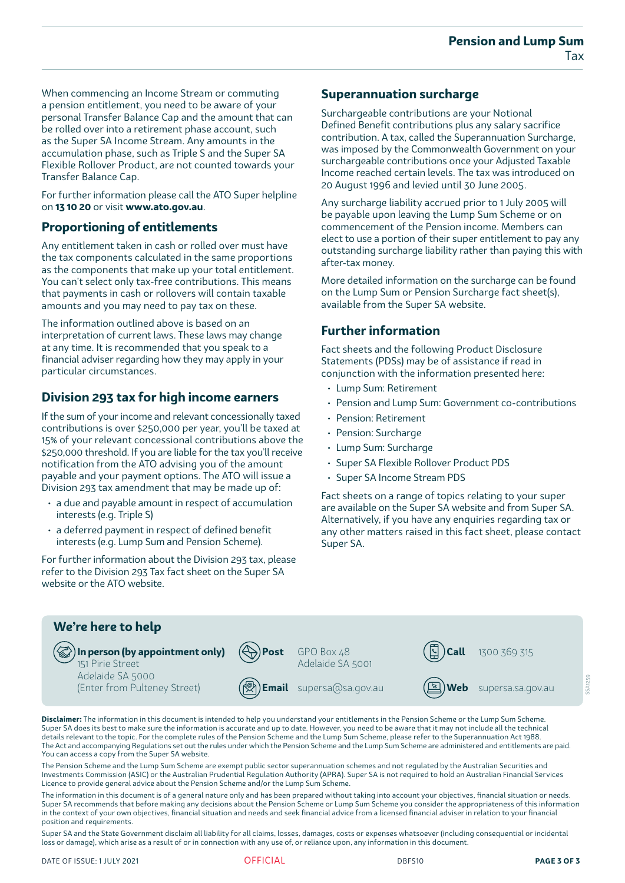When commencing an Income Stream or commuting a pension entitlement, you need to be aware of your personal Transfer Balance Cap and the amount that can be rolled over into a retirement phase account, such as the Super SA Income Stream. Any amounts in the accumulation phase, such as Triple S and the Super SA Flexible Rollover Product, are not counted towards your Transfer Balance Cap.

For further information please call the ATO Super helpline on **13 10 20** or visit **www.ato.gov.au**.

## Proportioning of entitlements

Any entitlement taken in cash or rolled over must have the tax components calculated in the same proportions as the components that make up your total entitlement. You can't select only tax-free contributions. This means that payments in cash or rollovers will contain taxable amounts and you may need to pay tax on these.

The information outlined above is based on an interpretation of current laws. These laws may change at any time. It is recommended that you speak to a financial adviser regarding how they may apply in your particular circumstances.

## Division 293 tax for high income earners

If the sum of your income and relevant concessionally taxed contributions is over $250,000 per year, you'll be taxed at 15% of your relevant concessional contributions above the $250,000 threshold. If you are liable for the tax you'll receive notification from the ATO advising you of the amount payable and your payment options. The ATO will issue a Division 293 tax amendment that may be made up of:

- a due and payable amount in respect of accumulation interests (e.g. Triple S)
- a deferred payment in respect of defined benefit interests (e.g. Lump Sum and Pension Scheme).

For further information about the Division 293 tax, please refer to the Division 293 Tax fact sheet on the Super SA website or the ATO website.

## Superannuation surcharge

Surchargeable contributions are your Notional Defined Benefit contributions plus any salary sacrifice contribution. A tax, called the Superannuation Surcharge, was imposed by the Commonwealth Government on your surchargeable contributions once your Adjusted Taxable Income reached certain levels. The tax was introduced on 20 August 1996 and levied until 30 June 2005.

Any surcharge liability accrued prior to 1 July 2005 will be payable upon leaving the Lump Sum Scheme or on commencement of the Pension income. Members can elect to use a portion of their super entitlement to pay any outstanding surcharge liability rather than paying this with after-tax money.

More detailed information on the surcharge can be found on the Lump Sum or Pension Surcharge fact sheet(s), available from the Super SA website.

## Further information

Fact sheets and the following Product Disclosure Statements (PDSs) may be of assistance if read in conjunction with the information presented here:

- Lump Sum: Retirement
- Pension and Lump Sum: Government co-contributions
- Pension: Retirement
- Pension: Surcharge
- Lump Sum: Surcharge
- Super SA Flexible Rollover Product PDS
- Super SA Income Stream PDS

Fact sheets on a range of topics relating to your super are available on the Super SA website and from Super SA. Alternatively, if you have any enquiries regarding tax or any other matters raised in this fact sheet, please contact Super SA.

## We're here to help

**In person (by appointment only)**
151 Pirie Street
Adelaide SA 5000
(Enter from Pulteney Street)

**Post** GPO Box 48
Adelaide SA 5001

**Email** supersa@sa.gov.au

**Call** 1300 369 315

**Web** supersa.sa.gov.au

**Disclaimer:** The information in this document is intended to help you understand your entitlements in the Pension Scheme or the Lump Sum Scheme. Super SA does its best to make sure the information is accurate and up to date. However, you need to be aware that it may not include all the technical details relevant to the topic. For the complete rules of the Pension Scheme and the Lump Sum Scheme, please refer to the Superannuation Act 1988. The Act and accompanying Regulations set out the rules under which the Pension Scheme and the Lump Sum Scheme are administered and entitlements are paid. You can access a copy from the Super SA website.

The Pension Scheme and the Lump Sum Scheme are exempt public sector superannuation schemes and not regulated by the Australian Securities and Investments Commission (ASIC) or the Australian Prudential Regulation Authority (APRA). Super SA is not required to hold an Australian Financial Services Licence to provide general advice about the Pension Scheme and/or the Lump Sum Scheme.

The information in this document is of a general nature only and has been prepared without taking into account your objectives, financial situation or needs. Super SA recommends that before making any decisions about the Pension Scheme or Lump Sum Scheme you consider the appropriateness of this information in the context of your own objectives, financial situation and needs and seek financial advice from a licensed financial adviser in relation to your financial position and requirements.

Super SA and the State Government disclaim all liability for all claims, losses, damages, costs or expenses whatsoever (including consequential or incidental loss or damage), which arise as a result of or in connection with any use of, or reliance upon, any information in this document.

DATE OF ISSUE: 1 JULY 2021 OFFICIAL DBFS10